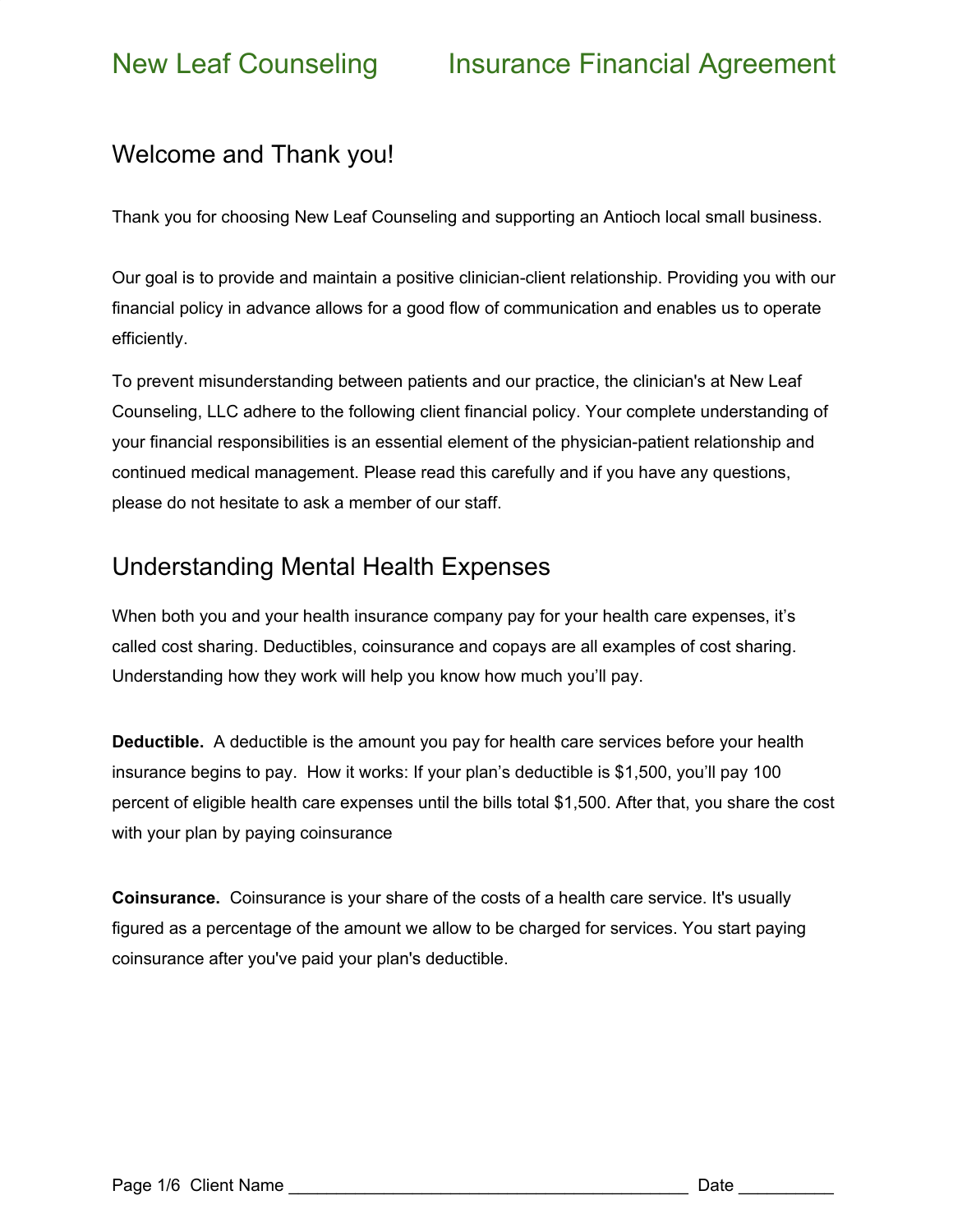# New Leaf Counseling — Insurance Financial Agreement

## Welcome and Thank you!

Thank you for choosing New Leaf Counseling and supporting an Antioch local small business.

Our goal is to provide and maintain a positive clinician-client relationship. Providing you with our financial policy in advance allows for a good flow of communication and enables us to operate efficiently.

To prevent misunderstanding between patients and our practice, the clinician's at New Leaf Counseling, LLC adhere to the following client financial policy. Your complete understanding of your financial responsibilities is an essential element of the physician-patient relationship and continued medical management. Please read this carefully and if you have any questions, please do not hesitate to ask a member of our staff.

## Understanding Mental Health Expenses

When both you and your health insurance company pay for your health care expenses, it's called cost sharing. Deductibles, coinsurance and copays are all examples of cost sharing. Understanding how they work will help you know how much you'll pay.

**Deductible.** A deductible is the amount you pay for health care services before your health insurance begins to pay. How it works: If your plan's deductible is $1,500, you'll pay 100 percent of eligible health care expenses until the bills total $1,500. After that, you share the cost with your plan by paying coinsurance

**Coinsurance.** Coinsurance is your share of the costs of a health care service. It's usually figured as a percentage of the amount we allow to be charged for services. You start paying coinsurance after you've paid your plan's deductible.

Client Name ________________________________________ Date __________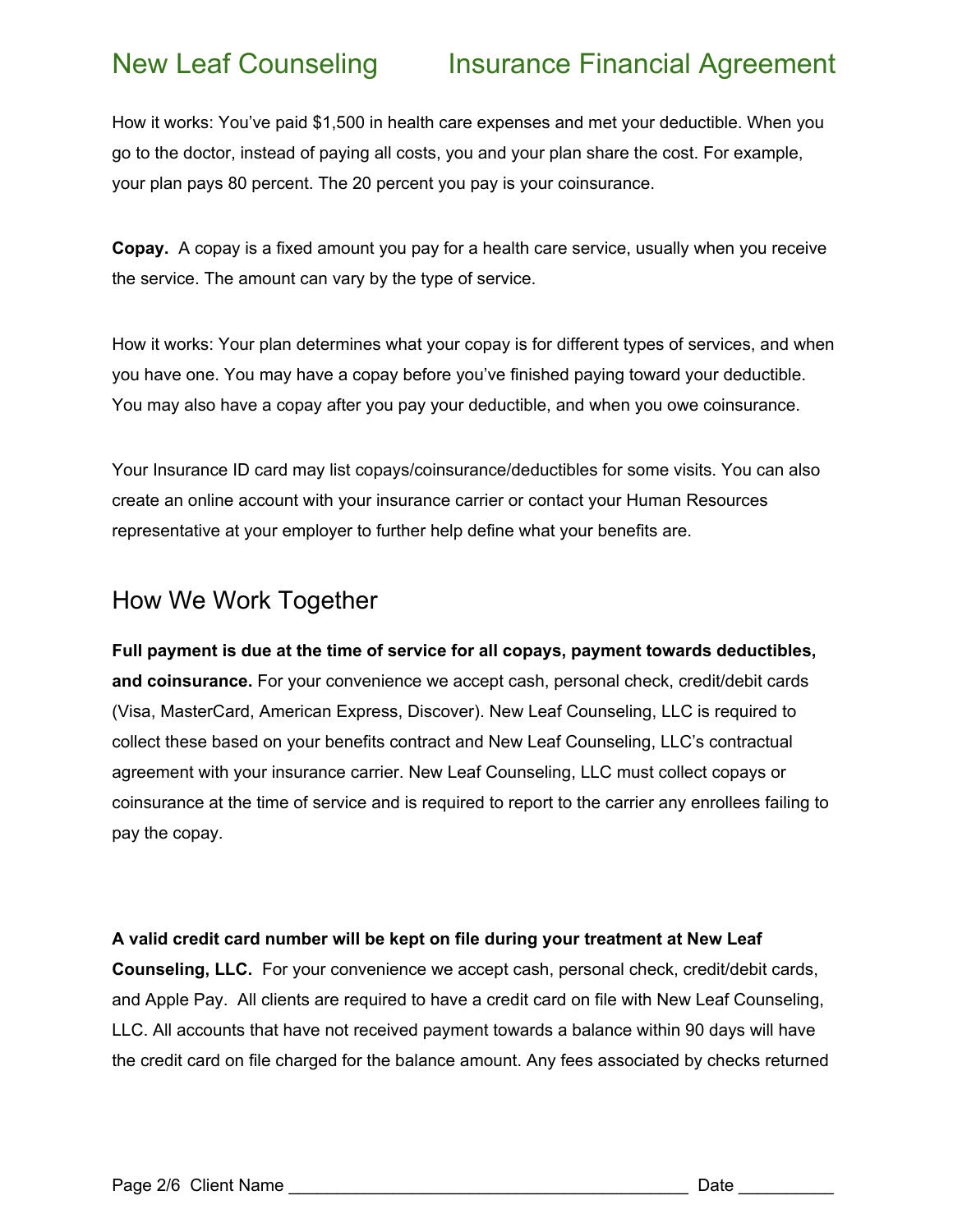How it works: You've paid $1,500 in health care expenses and met your deductible. When you go to the doctor, instead of paying all costs, you and your plan share the cost. For example, your plan pays 80 percent. The 20 percent you pay is your coinsurance.

**Copay.** A copay is a fixed amount you pay for a health care service, usually when you receive the service. The amount can vary by the type of service.

How it works: Your plan determines what your copay is for different types of services, and when you have one. You may have a copay before you've finished paying toward your deductible. You may also have a copay after you pay your deductible, and when you owe coinsurance.

Your Insurance ID card may list copays/coinsurance/deductibles for some visits. You can also create an online account with your insurance carrier or contact your Human Resources representative at your employer to further help define what your benefits are.

## How We Work Together

**Full payment is due at the time of service for all copays, payment towards deductibles, and coinsurance.** For your convenience we accept cash, personal check, credit/debit cards (Visa, MasterCard, American Express, Discover). New Leaf Counseling, LLC is required to collect these based on your benefits contract and New Leaf Counseling, LLC's contractual agreement with your insurance carrier. New Leaf Counseling, LLC must collect copays or coinsurance at the time of service and is required to report to the carrier any enrollees failing to pay the copay.

**A valid credit card number will be kept on file during your treatment at New Leaf Counseling, LLC.** For your convenience we accept cash, personal check, credit/debit cards, and Apple Pay. All clients are required to have a credit card on file with New Leaf Counseling, LLC. All accounts that have not received payment towards a balance within 90 days will have the credit card on file charged for the balance amount. Any fees associated by checks returned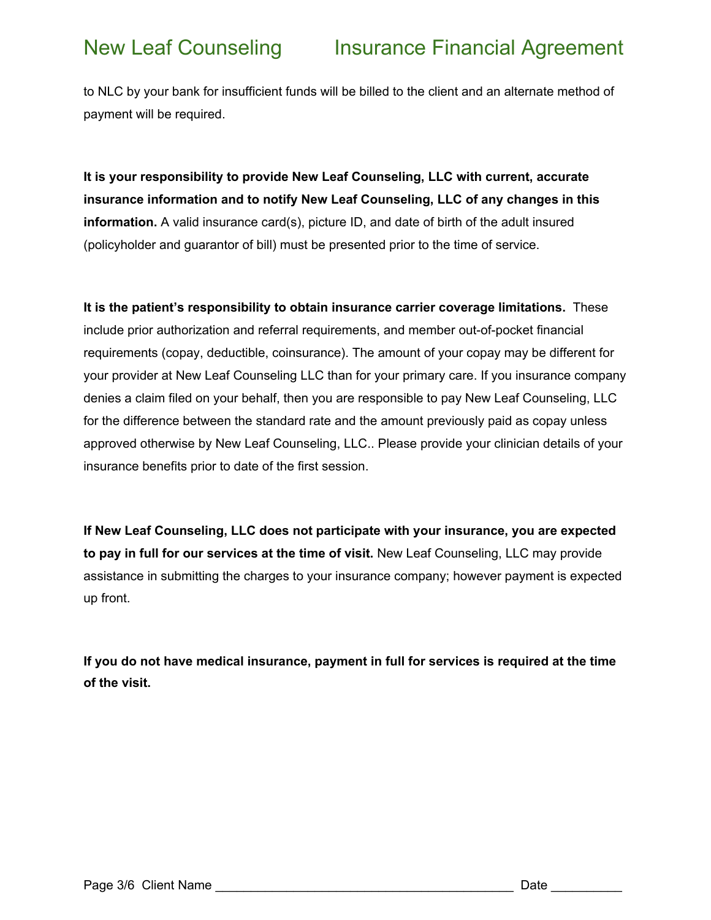to NLC by your bank for insufficient funds will be billed to the client and an alternate method of payment will be required.

**It is your responsibility to provide New Leaf Counseling, LLC with current, accurate insurance information and to notify New Leaf Counseling, LLC of any changes in this information.** A valid insurance card(s), picture ID, and date of birth of the adult insured (policyholder and guarantor of bill) must be presented prior to the time of service.

**It is the patient's responsibility to obtain insurance carrier coverage limitations.** These include prior authorization and referral requirements, and member out-of-pocket financial requirements (copay, deductible, coinsurance). The amount of your copay may be different for your provider at New Leaf Counseling LLC than for your primary care. If you insurance company denies a claim filed on your behalf, then you are responsible to pay New Leaf Counseling, LLC for the difference between the standard rate and the amount previously paid as copay unless approved otherwise by New Leaf Counseling, LLC.. Please provide your clinician details of your insurance benefits prior to date of the first session.

**If New Leaf Counseling, LLC does not participate with your insurance, you are expected to pay in full for our services at the time of visit.** New Leaf Counseling, LLC may provide assistance in submitting the charges to your insurance company; however payment is expected up front.

**If you do not have medical insurance, payment in full for services is required at the time of the visit.**

Client Name ________________________________________ Date __________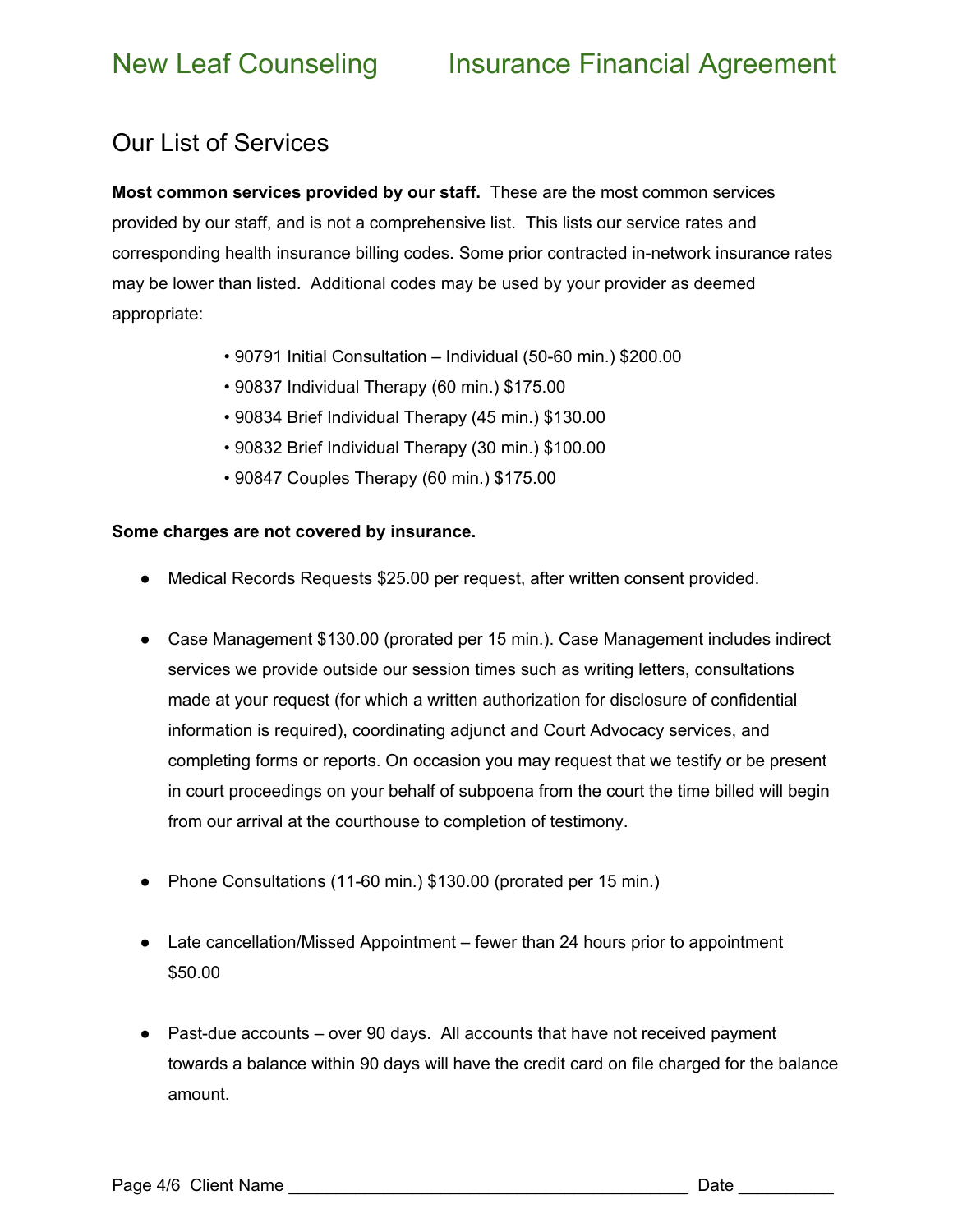# New Leaf Counseling Insurance Financial Agreement

## Our List of Services

**Most common services provided by our staff.** These are the most common services provided by our staff, and is not a comprehensive list. This lists our service rates and corresponding health insurance billing codes. Some prior contracted in-network insurance rates may be lower than listed. Additional codes may be used by your provider as deemed appropriate:

- 90791 Initial Consultation – Individual (50-60 min.) $200.00
- 90837 Individual Therapy (60 min.) $175.00
- 90834 Brief Individual Therapy (45 min.) $130.00
- 90832 Brief Individual Therapy (30 min.) $100.00
- 90847 Couples Therapy (60 min.) $175.00

**Some charges are not covered by insurance.**

- Medical Records Requests $25.00 per request, after written consent provided.

- Case Management $130.00 (prorated per 15 min.). Case Management includes indirect services we provide outside our session times such as writing letters, consultations made at your request (for which a written authorization for disclosure of confidential information is required), coordinating adjunct and Court Advocacy services, and completing forms or reports. On occasion you may request that we testify or be present in court proceedings on your behalf of subpoena from the court the time billed will begin from our arrival at the courthouse to completion of testimony.

- Phone Consultations (11-60 min.) $130.00 (prorated per 15 min.)

- Late cancellation/Missed Appointment – fewer than 24 hours prior to appointment $50.00

- Past-due accounts – over 90 days. All accounts that have not received payment towards a balance within 90 days will have the credit card on file charged for the balance amount.

Client Name ________________________________________ Date __________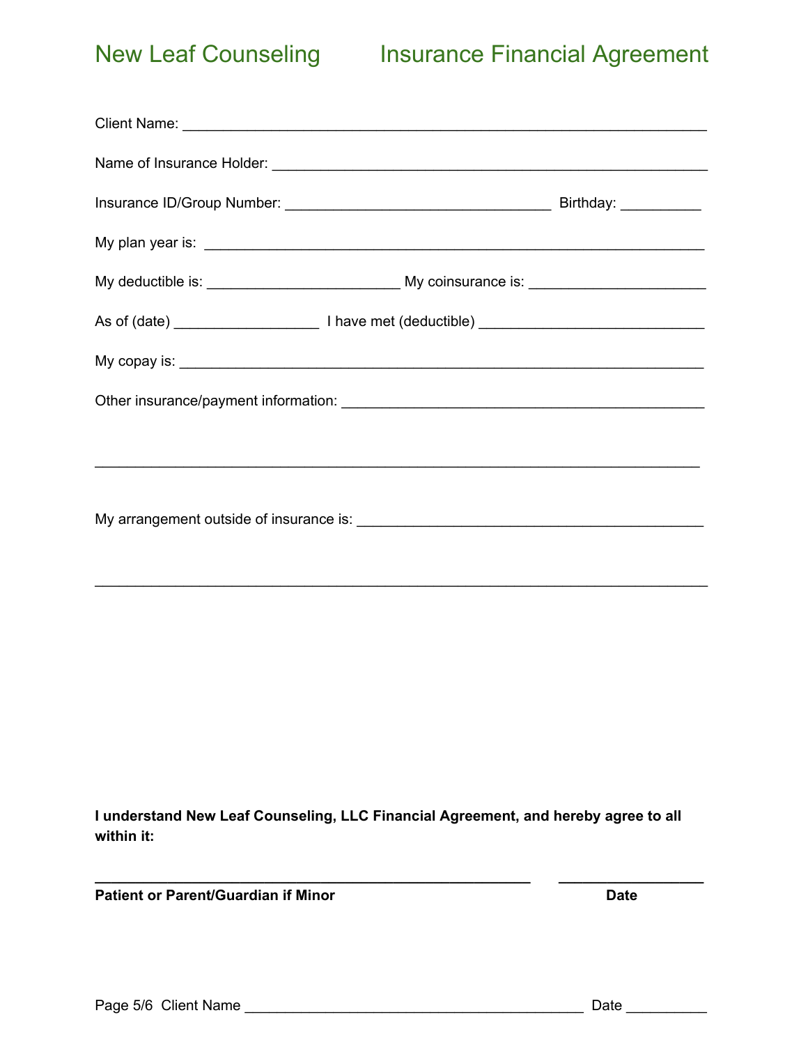# New Leaf Counseling Insurance Financial Agreement

Client Name: ______________________________________________________________

Name of Insurance Holder: ___________________________________________________

Insurance ID/Group Number: _________________________________ Birthday: __________

My plan year is: ___________________________________________________________

My deductible is: _______________________ My coinsurance is: _____________________

As of (date) _________________ I have met (deductible) ___________________________

My copay is: _______________________________________________________________

Other insurance/payment information: _________________________________________

___________________________________________________________________________

My arrangement outside of insurance is: ______________________________________

___________________________________________________________________________

**I understand New Leaf Counseling, LLC Financial Agreement, and hereby agree to all within it:**

_______________________________________________________ __________________

**Patient or Parent/Guardian if Minor** **Date**

Client Name _______________________________________ Date __________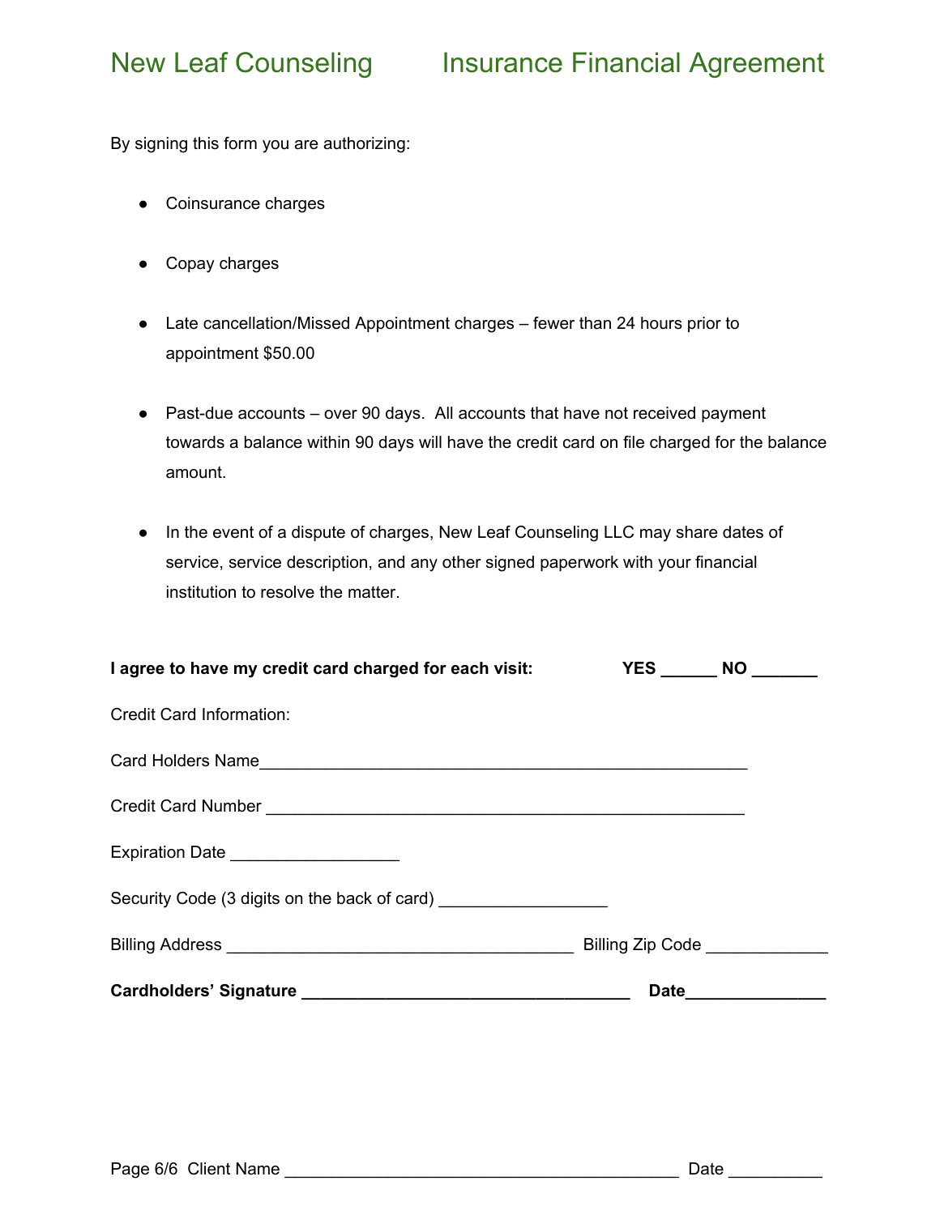# New Leaf Counseling — Insurance Financial Agreement

By signing this form you are authorizing:

- Coinsurance charges
- Copay charges
- Late cancellation/Missed Appointment charges – fewer than 24 hours prior to appointment $50.00
- Past-due accounts – over 90 days. All accounts that have not received payment towards a balance within 90 days will have the credit card on file charged for the balance amount.
- In the event of a dispute of charges, New Leaf Counseling LLC may share dates of service, service description, and any other signed paperwork with your financial institution to resolve the matter.

**I agree to have my credit card charged for each visit:** **YES ______ NO _______**

Credit Card Information:

Card Holders Name_____________________________________________________

Credit Card Number ____________________________________________________

Expiration Date __________________

Security Code (3 digits on the back of card) __________________

Billing Address ______________________________________ Billing Zip Code _____________

**Cardholders' Signature ____________________________________ Date_______________**

Client Name __________________________________________ Date __________